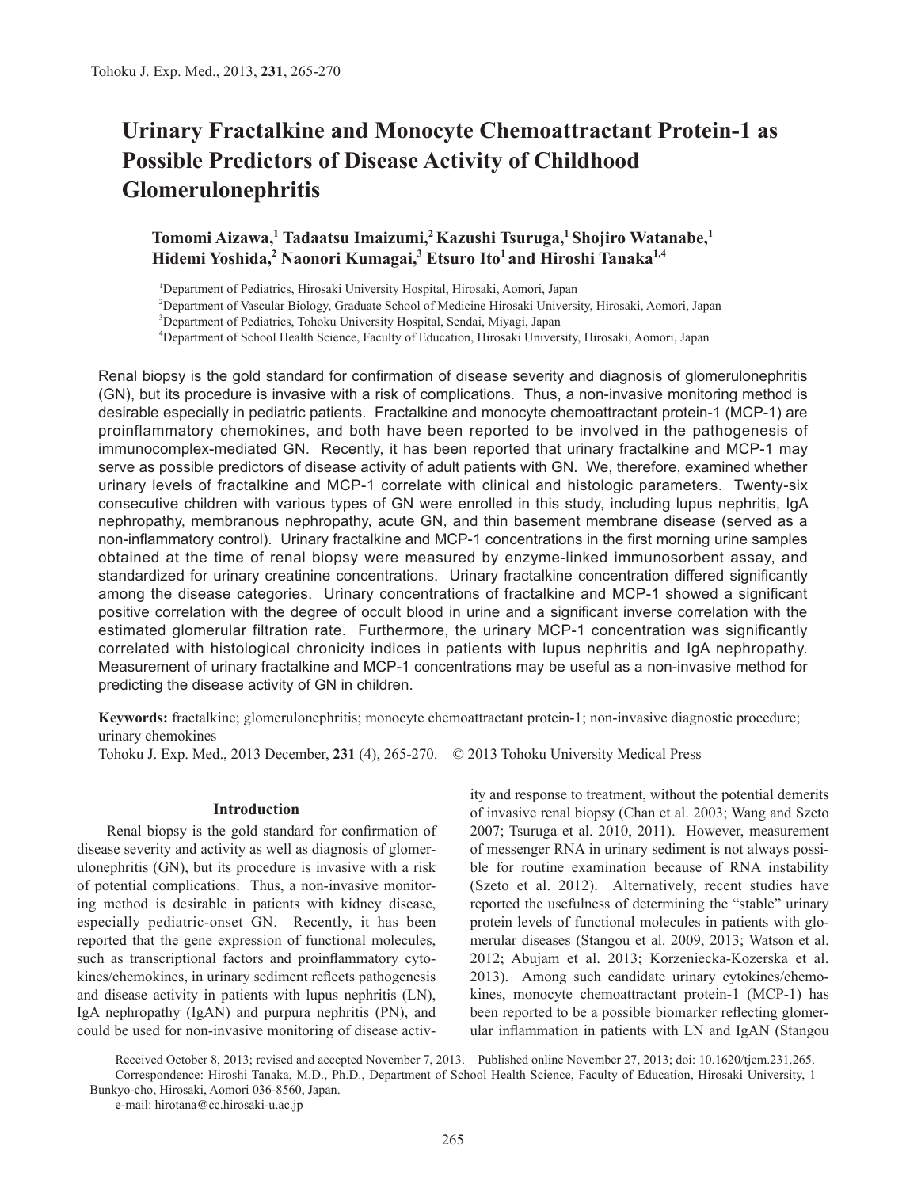# Urinary Fractalkine and Monocyte Chemoattractant Protein-1 as Possible Predictors of Disease Activity of Childhood Glomerulonephritis

**Tomomi Aizawa,[1] Tadaatsu Imaizumi,[2] Kazushi Tsuruga,[1] Shojiro Watanabe,[1] Hidemi Yoshida,[2] Naonori Kumagai,[3] Etsuro Ito[1] and Hiroshi Tanaka[1,4]**

[1]Department of Pediatrics, Hirosaki University Hospital, Hirosaki, Aomori, Japan
[2]Department of Vascular Biology, Graduate School of Medicine Hirosaki University, Hirosaki, Aomori, Japan
[3]Department of Pediatrics, Tohoku University Hospital, Sendai, Miyagi, Japan
[4]Department of School Health Science, Faculty of Education, Hirosaki University, Hirosaki, Aomori, Japan

Renal biopsy is the gold standard for confirmation of disease severity and diagnosis of glomerulonephritis (GN), but its procedure is invasive with a risk of complications. Thus, a non-invasive monitoring method is desirable especially in pediatric patients. Fractalkine and monocyte chemoattractant protein-1 (MCP-1) are proinflammatory chemokines, and both have been reported to be involved in the pathogenesis of immunocomplex-mediated GN. Recently, it has been reported that urinary fractalkine and MCP-1 may serve as possible predictors of disease activity of adult patients with GN. We, therefore, examined whether urinary levels of fractalkine and MCP-1 correlate with clinical and histologic parameters. Twenty-six consecutive children with various types of GN were enrolled in this study, including lupus nephritis, IgA nephropathy, membranous nephropathy, acute GN, and thin basement membrane disease (served as a non-inflammatory control). Urinary fractalkine and MCP-1 concentrations in the first morning urine samples obtained at the time of renal biopsy were measured by enzyme-linked immunosorbent assay, and standardized for urinary creatinine concentrations. Urinary fractalkine concentration differed significantly among the disease categories. Urinary concentrations of fractalkine and MCP-1 showed a significant positive correlation with the degree of occult blood in urine and a significant inverse correlation with the estimated glomerular filtration rate. Furthermore, the urinary MCP-1 concentration was significantly correlated with histological chronicity indices in patients with lupus nephritis and IgA nephropathy. Measurement of urinary fractalkine and MCP-1 concentrations may be useful as a non-invasive method for predicting the disease activity of GN in children.

**Keywords:** fractalkine; glomerulonephritis; monocyte chemoattractant protein-1; non-invasive diagnostic procedure; urinary chemokines

Tohoku J. Exp. Med., 2013 December, **231** (4), 265-270. © 2013 Tohoku University Medical Press

## Introduction

Renal biopsy is the gold standard for confirmation of disease severity and activity as well as diagnosis of glomerulonephritis (GN), but its procedure is invasive with a risk of potential complications. Thus, a non-invasive monitoring method is desirable in patients with kidney disease, especially pediatric-onset GN. Recently, it has been reported that the gene expression of functional molecules, such as transcriptional factors and proinflammatory cytokines/chemokines, in urinary sediment reflects pathogenesis and disease activity in patients with lupus nephritis (LN), IgA nephropathy (IgAN) and purpura nephritis (PN), and could be used for non-invasive monitoring of disease activity and response to treatment, without the potential demerits of invasive renal biopsy (Chan et al. 2003; Wang and Szeto 2007; Tsuruga et al. 2010, 2011). However, measurement of messenger RNA in urinary sediment is not always possible for routine examination because of RNA instability (Szeto et al. 2012). Alternatively, recent studies have reported the usefulness of determining the "stable" urinary protein levels of functional molecules in patients with glomerular diseases (Stangou et al. 2009, 2013; Watson et al. 2012; Abujam et al. 2013; Korzeniecka-Kozerska et al. 2013). Among such candidate urinary cytokines/chemokines, monocyte chemoattractant protein-1 (MCP-1) has been reported to be a possible biomarker reflecting glomerular inflammation in patients with LN and IgAN (Stangou

Received October 8, 2013; revised and accepted November 7, 2013. Published online November 27, 2013; doi: 10.1620/tjem.231.265.
Correspondence: Hiroshi Tanaka, M.D., Ph.D., Department of School Health Science, Faculty of Education, Hirosaki University, 1 Bunkyo-cho, Hirosaki, Aomori 036-8560, Japan.
e-mail: hirotana@cc.hirosaki-u.ac.jp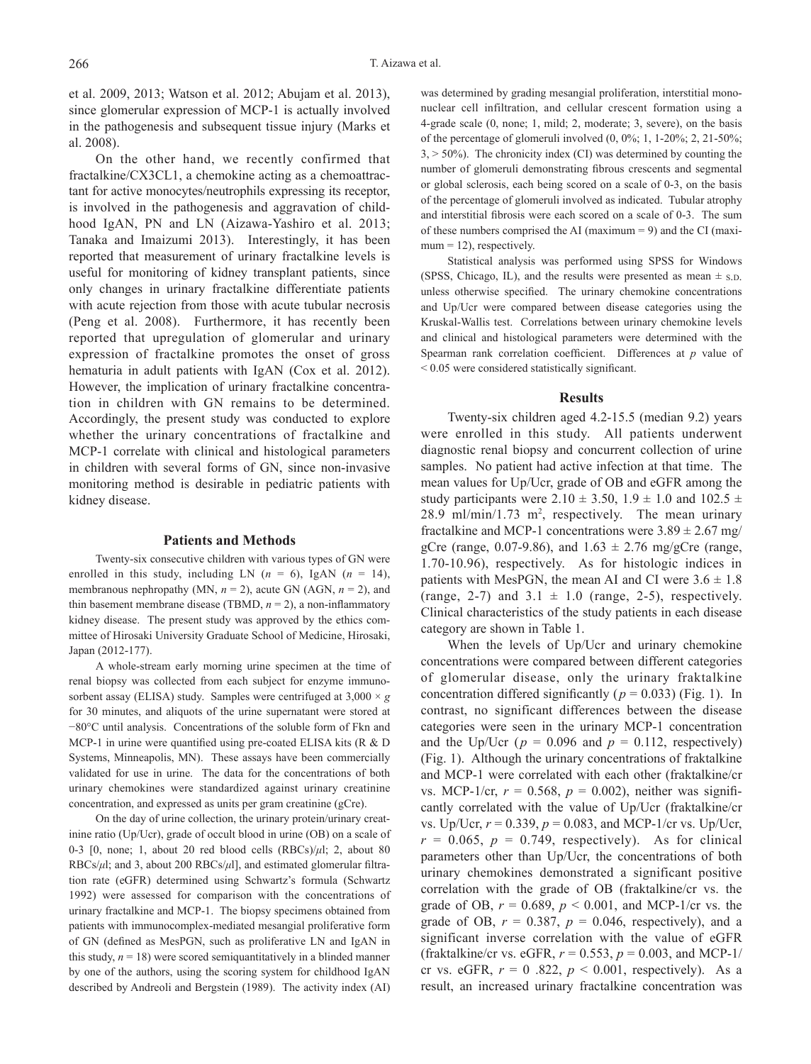et al. 2009, 2013; Watson et al. 2012; Abujam et al. 2013), since glomerular expression of MCP-1 is actually involved in the pathogenesis and subsequent tissue injury (Marks et al. 2008).

On the other hand, we recently confirmed that fractalkine/CX3CL1, a chemokine acting as a chemoattractant for active monocytes/neutrophils expressing its receptor, is involved in the pathogenesis and aggravation of childhood IgAN, PN and LN (Aizawa-Yashiro et al. 2013; Tanaka and Imaizumi 2013). Interestingly, it has been reported that measurement of urinary fractalkine levels is useful for monitoring of kidney transplant patients, since only changes in urinary fractalkine differentiate patients with acute rejection from those with acute tubular necrosis (Peng et al. 2008). Furthermore, it has recently been reported that upregulation of glomerular and urinary expression of fractalkine promotes the onset of gross hematuria in adult patients with IgAN (Cox et al. 2012). However, the implication of urinary fractalkine concentration in children with GN remains to be determined. Accordingly, the present study was conducted to explore whether the urinary concentrations of fractalkine and MCP-1 correlate with clinical and histological parameters in children with several forms of GN, since non-invasive monitoring method is desirable in pediatric patients with kidney disease.

## Patients and Methods

Twenty-six consecutive children with various types of GN were enrolled in this study, including LN ($n$ = 6), IgAN ($n$ = 14), membranous nephropathy (MN, $n$ = 2), acute GN (AGN, $n$ = 2), and thin basement membrane disease (TBMD, $n$ = 2), a non-inflammatory kidney disease. The present study was approved by the ethics committee of Hirosaki University Graduate School of Medicine, Hirosaki, Japan (2012-177).

A whole-stream early morning urine specimen at the time of renal biopsy was collected from each subject for enzyme immunosorbent assay (ELISA) study. Samples were centrifuged at 3,000 × $g$ for 30 minutes, and aliquots of the urine supernatant were stored at −80°C until analysis. Concentrations of the soluble form of Fkn and MCP-1 in urine were quantified using pre-coated ELISA kits (R & D Systems, Minneapolis, MN). These assays have been commercially validated for use in urine. The data for the concentrations of both urinary chemokines were standardized against urinary creatinine concentration, and expressed as units per gram creatinine (gCre).

On the day of urine collection, the urinary protein/urinary creatinine ratio (Up/Ucr), grade of occult blood in urine (OB) on a scale of 0-3 [0, none; 1, about 20 red blood cells (RBCs)/$\mu$l; 2, about 80 RBCs/$\mu$l; and 3, about 200 RBCs/$\mu$l], and estimated glomerular filtration rate (eGFR) determined using Schwartz's formula (Schwartz 1992) were assessed for comparison with the concentrations of urinary fractalkine and MCP-1. The biopsy specimens obtained from patients with immunocomplex-mediated mesangial proliferative form of GN (defined as MesPGN, such as proliferative LN and IgAN in this study, $n$ = 18) were scored semiquantitatively in a blinded manner by one of the authors, using the scoring system for childhood IgAN described by Andreoli and Bergstein (1989). The activity index (AI) was determined by grading mesangial proliferation, interstitial mononuclear cell infiltration, and cellular crescent formation using a 4-grade scale (0, none; 1, mild; 2, moderate; 3, severe), on the basis of the percentage of glomeruli involved (0, 0%; 1, 1-20%; 2, 21-50%; 3, > 50%). The chronicity index (CI) was determined by counting the number of glomeruli demonstrating fibrous crescents and segmental or global sclerosis, each being scored on a scale of 0-3, on the basis of the percentage of glomeruli involved as indicated. Tubular atrophy and interstitial fibrosis were each scored on a scale of 0-3. The sum of these numbers comprised the AI (maximum = 9) and the CI (maximum = 12), respectively.

Statistical analysis was performed using SPSS for Windows (SPSS, Chicago, IL), and the results were presented as mean ± S.D. unless otherwise specified. The urinary chemokine concentrations and Up/Ucr were compared between disease categories using the Kruskal-Wallis test. Correlations between urinary chemokine levels and clinical and histological parameters were determined with the Spearman rank correlation coefficient. Differences at $p$ value of < 0.05 were considered statistically significant.

## Results

Twenty-six children aged 4.2-15.5 (median 9.2) years were enrolled in this study. All patients underwent diagnostic renal biopsy and concurrent collection of urine samples. No patient had active infection at that time. The mean values for Up/Ucr, grade of OB and eGFR among the study participants were 2.10 ± 3.50, 1.9 ± 1.0 and 102.5 ± 28.9 ml/min/1.73 m$^2$, respectively. The mean urinary fractalkine and MCP-1 concentrations were 3.89 ± 2.67 mg/gCre (range, 0.07-9.86), and 1.63 ± 2.76 mg/gCre (range, 1.70-10.96), respectively. As for histologic indices in patients with MesPGN, the mean AI and CI were 3.6 ± 1.8 (range, 2-7) and 3.1 ± 1.0 (range, 2-5), respectively. Clinical characteristics of the study patients in each disease category are shown in Table 1.

When the levels of Up/Ucr and urinary chemokine concentrations were compared between different categories of glomerular disease, only the urinary fraktalkine concentration differed significantly ($p$ = 0.033) (Fig. 1). In contrast, no significant differences between the disease categories were seen in the urinary MCP-1 concentration and the Up/Ucr ($p$ = 0.096 and $p$ = 0.112, respectively) (Fig. 1). Although the urinary concentrations of fraktalkine and MCP-1 were correlated with each other (fraktalkine/cr vs. MCP-1/cr, $r$ = 0.568, $p$ = 0.002), neither was significantly correlated with the value of Up/Ucr (fraktalkine/cr vs. Up/Ucr, $r$ = 0.339, $p$ = 0.083, and MCP-1/cr vs. Up/Ucr, $r$ = 0.065, $p$ = 0.749, respectively). As for clinical parameters other than Up/Ucr, the concentrations of both urinary chemokines demonstrated a significant positive correlation with the grade of OB (fraktalkine/cr vs. the grade of OB, $r$ = 0.689, $p$ < 0.001, and MCP-1/cr vs. the grade of OB, $r$ = 0.387, $p$ = 0.046, respectively), and a significant inverse correlation with the value of eGFR (fraktalkine/cr vs. eGFR, $r$ = 0.553, $p$ = 0.003, and MCP-1/cr vs. eGFR, $r$ = 0 .822, $p$ < 0.001, respectively). As a result, an increased urinary fractalkine concentration was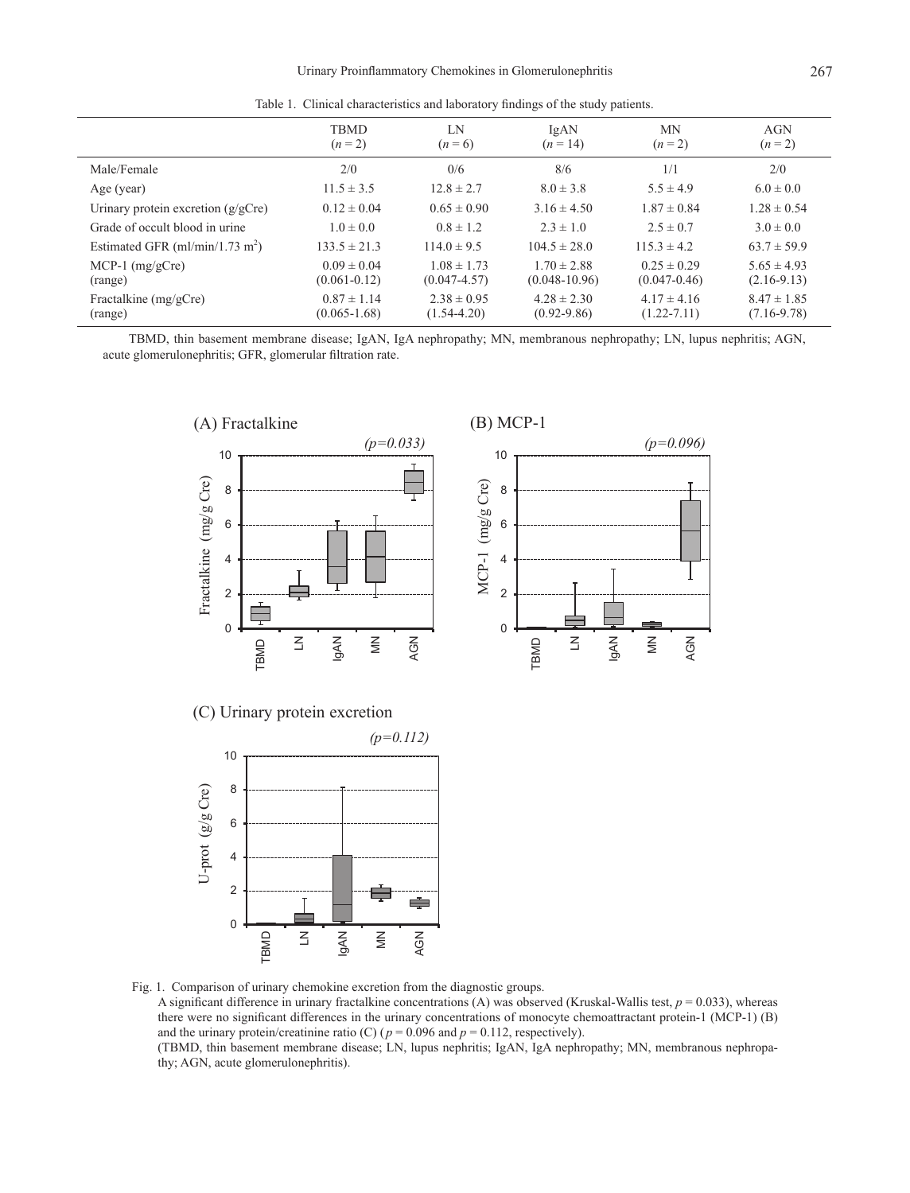Table 1. Clinical characteristics and laboratory findings of the study patients.

| | TBMD ($n$ = 2) | LN ($n$ = 6) | IgAN ($n$ = 14) | MN ($n$ = 2) | AGN ($n$ = 2) |
|---|---|---|---|---|---|
| Male/Female | 2/0 | 0/6 | 8/6 | 1/1 | 2/0 |
| Age (year) | 11.5 ± 3.5 | 12.8 ± 2.7 | 8.0 ± 3.8 | 5.5 ± 4.9 | 6.0 ± 0.0 |
| Urinary protein excretion (g/gCre) | 0.12 ± 0.04 | 0.65 ± 0.90 | 3.16 ± 4.50 | 1.87 ± 0.84 | 1.28 ± 0.54 |
| Grade of occult blood in urine | 1.0 ± 0.0 | 0.8 ± 1.2 | 2.3 ± 1.0 | 2.5 ± 0.7 | 3.0 ± 0.0 |
| Estimated GFR (ml/min/1.73 $m^2$) | 133.5 ± 21.3 | 114.0 ± 9.5 | 104.5 ± 28.0 | 115.3 ± 4.2 | 63.7 ± 59.9 |
| MCP-1 (mg/gCre) (range) | 0.09 ± 0.04 (0.061-0.12) | 1.08 ± 1.73 (0.047-4.57) | 1.70 ± 2.88 (0.048-10.96) | 0.25 ± 0.29 (0.047-0.46) | 5.65 ± 4.93 (2.16-9.13) |
| Fractalkine (mg/gCre) (range) | 0.87 ± 1.14 (0.065-1.68) | 2.38 ± 0.95 (1.54-4.20) | 4.28 ± 2.30 (0.92-9.86) | 4.17 ± 4.16 (1.22-7.11) | 8.47 ± 1.85 (7.16-9.78) |

TBMD, thin basement membrane disease; IgAN, IgA nephropathy; MN, membranous nephropathy; LN, lupus nephritis; AGN, acute glomerulonephritis; GFR, glomerular filtration rate.

Fig. 1. Comparison of urinary chemokine excretion from the diagnostic groups.
A significant difference in urinary fractalkine concentrations (A) was observed (Kruskal-Wallis test, $p = 0.033$), whereas there were no significant differences in the urinary concentrations of monocyte chemoattractant protein-1 (MCP-1) (B) and the urinary protein/creatinine ratio (C) ($p = 0.096$ and $p = 0.112$, respectively).
(TBMD, thin basement membrane disease; LN, lupus nephritis; IgAN, IgA nephropathy; MN, membranous nephropathy; AGN, acute glomerulonephritis).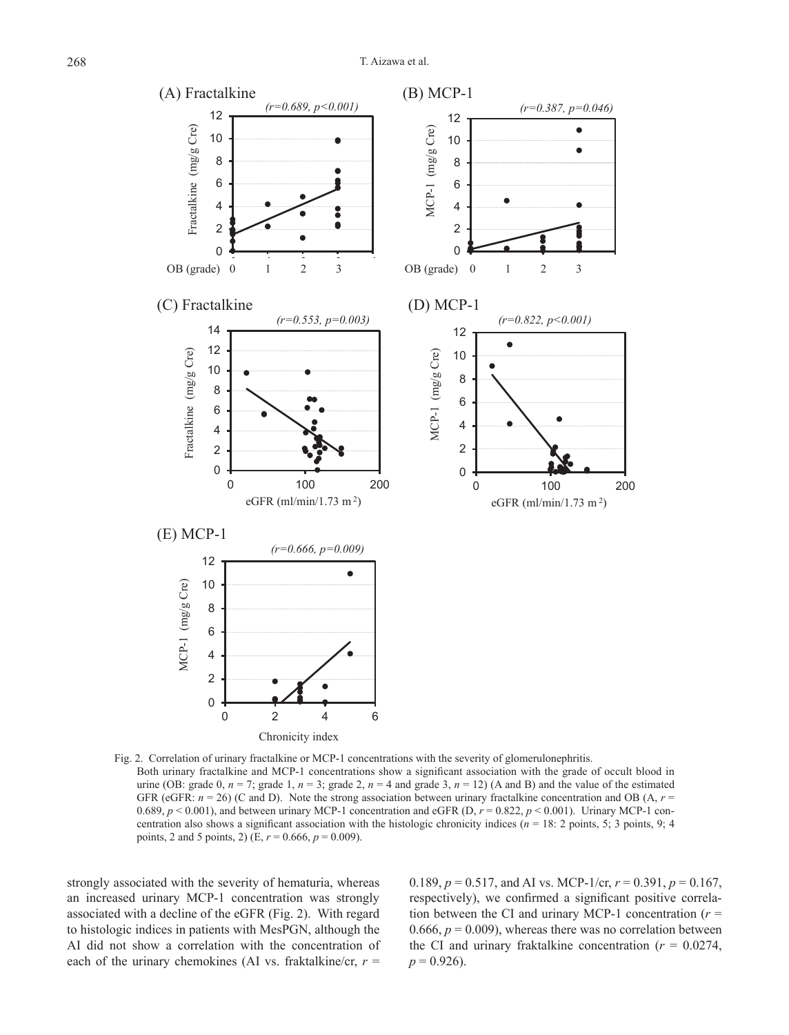Fig. 2. Correlation of urinary fractalkine or MCP-1 concentrations with the severity of glomerulonephritis.
Both urinary fractalkine and MCP-1 concentrations show a significant association with the grade of occult blood in urine (OB: grade 0, $n = 7$; grade 1, $n = 3$; grade 2, $n = 4$ and grade 3, $n = 12$) (A and B) and the value of the estimated GFR (eGFR: $n = 26$) (C and D). Note the strong association between urinary fractalkine concentration and OB (A, $r = 0.689$, $p < 0.001$), and between urinary MCP-1 concentration and eGFR (D, $r = 0.822$, $p < 0.001$). Urinary MCP-1 concentration also shows a significant association with the histologic chronicity indices ($n = 18$: 2 points, 5; 3 points, 9; 4 points, 2 and 5 points, 2) (E, $r = 0.666$, $p = 0.009$).

strongly associated with the severity of hematuria, whereas an increased urinary MCP-1 concentration was strongly associated with a decline of the eGFR (Fig. 2). With regard to histologic indices in patients with MesPGN, although the AI did not show a correlation with the concentration of each of the urinary chemokines (AI vs. fraktalkine/cr, $r = 0.189$, $p = 0.517$, and AI vs. MCP-1/cr, $r = 0.391$, $p = 0.167$, respectively), we confirmed a significant positive correlation between the CI and urinary MCP-1 concentration ($r = 0.666$, $p = 0.009$), whereas there was no correlation between the CI and urinary fraktalkine concentration ($r = 0.0274$, $p = 0.926$).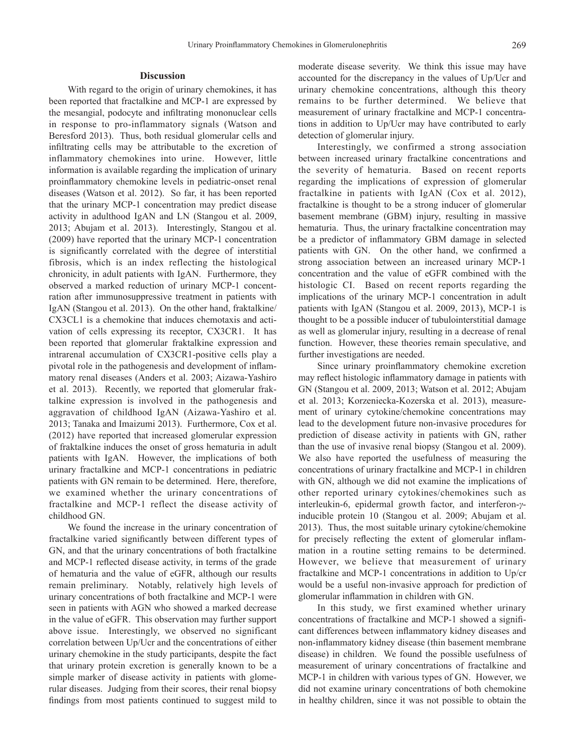## Discussion

With regard to the origin of urinary chemokines, it has been reported that fractalkine and MCP-1 are expressed by the mesangial, podocyte and infiltrating mononuclear cells in response to pro-inflammatory signals (Watson and Beresford 2013). Thus, both residual glomerular cells and infiltrating cells may be attributable to the excretion of inflammatory chemokines into urine. However, little information is available regarding the implication of urinary proinflammatory chemokine levels in pediatric-onset renal diseases (Watson et al. 2012). So far, it has been reported that the urinary MCP-1 concentration may predict disease activity in adulthood IgAN and LN (Stangou et al. 2009, 2013; Abujam et al. 2013). Interestingly, Stangou et al. (2009) have reported that the urinary MCP-1 concentration is significantly correlated with the degree of interstitial fibrosis, which is an index reflecting the histological chronicity, in adult patients with IgAN. Furthermore, they observed a marked reduction of urinary MCP-1 concentration after immunosuppressive treatment in patients with IgAN (Stangou et al. 2013). On the other hand, fraktalkine/CX3CL1 is a chemokine that induces chemotaxis and activation of cells expressing its receptor, CX3CR1. It has been reported that glomerular fraktalkine expression and intrarenal accumulation of CX3CR1-positive cells play a pivotal role in the pathogenesis and development of inflammatory renal diseases (Anders et al. 2003; Aizawa-Yashiro et al. 2013). Recently, we reported that glomerular fraktalkine expression is involved in the pathogenesis and aggravation of childhood IgAN (Aizawa-Yashiro et al. 2013; Tanaka and Imaizumi 2013). Furthermore, Cox et al. (2012) have reported that increased glomerular expression of fraktalkine induces the onset of gross hematuria in adult patients with IgAN. However, the implications of both urinary fractalkine and MCP-1 concentrations in pediatric patients with GN remain to be determined. Here, therefore, we examined whether the urinary concentrations of fractalkine and MCP-1 reflect the disease activity of childhood GN.

We found the increase in the urinary concentration of fractalkine varied significantly between different types of GN, and that the urinary concentrations of both fractalkine and MCP-1 reflected disease activity, in terms of the grade of hematuria and the value of eGFR, although our results remain preliminary. Notably, relatively high levels of urinary concentrations of both fractalkine and MCP-1 were seen in patients with AGN who showed a marked decrease in the value of eGFR. This observation may further support above issue. Interestingly, we observed no significant correlation between Up/Ucr and the concentrations of either urinary chemokine in the study participants, despite the fact that urinary protein excretion is generally known to be a simple marker of disease activity in patients with glomerular diseases. Judging from their scores, their renal biopsy findings from most patients continued to suggest mild to moderate disease severity. We think this issue may have accounted for the discrepancy in the values of Up/Ucr and urinary chemokine concentrations, although this theory remains to be further determined. We believe that measurement of urinary fractalkine and MCP-1 concentrations in addition to Up/Ucr may have contributed to early detection of glomerular injury.

Interestingly, we confirmed a strong association between increased urinary fractalkine concentrations and the severity of hematuria. Based on recent reports regarding the implications of expression of glomerular fractalkine in patients with IgAN (Cox et al. 2012), fractalkine is thought to be a strong inducer of glomerular basement membrane (GBM) injury, resulting in massive hematuria. Thus, the urinary fractalkine concentration may be a predictor of inflammatory GBM damage in selected patients with GN. On the other hand, we confirmed a strong association between an increased urinary MCP-1 concentration and the value of eGFR combined with the histologic CI. Based on recent reports regarding the implications of the urinary MCP-1 concentration in adult patients with IgAN (Stangou et al. 2009, 2013), MCP-1 is thought to be a possible inducer of tubulointerstitial damage as well as glomerular injury, resulting in a decrease of renal function. However, these theories remain speculative, and further investigations are needed.

Since urinary proinflammatory chemokine excretion may reflect histologic inflammatory damage in patients with GN (Stangou et al. 2009, 2013; Watson et al. 2012; Abujam et al. 2013; Korzeniecka-Kozerska et al. 2013), measurement of urinary cytokine/chemokine concentrations may lead to the development future non-invasive procedures for prediction of disease activity in patients with GN, rather than the use of invasive renal biopsy (Stangou et al. 2009). We also have reported the usefulness of measuring the concentrations of urinary fractalkine and MCP-1 in children with GN, although we did not examine the implications of other reported urinary cytokines/chemokines such as interleukin-6, epidermal growth factor, and interferon-$\gamma$-inducible protein 10 (Stangou et al. 2009; Abujam et al. 2013). Thus, the most suitable urinary cytokine/chemokine for precisely reflecting the extent of glomerular inflammation in a routine setting remains to be determined. However, we believe that measurement of urinary fractalkine and MCP-1 concentrations in addition to Up/cr would be a useful non-invasive approach for prediction of glomerular inflammation in children with GN.

In this study, we first examined whether urinary concentrations of fractalkine and MCP-1 showed a significant differences between inflammatory kidney diseases and non-inflammatory kidney disease (thin basement membrane disease) in children. We found the possible usefulness of measurement of urinary concentrations of fractalkine and MCP-1 in children with various types of GN. However, we did not examine urinary concentrations of both chemokine in healthy children, since it was not possible to obtain the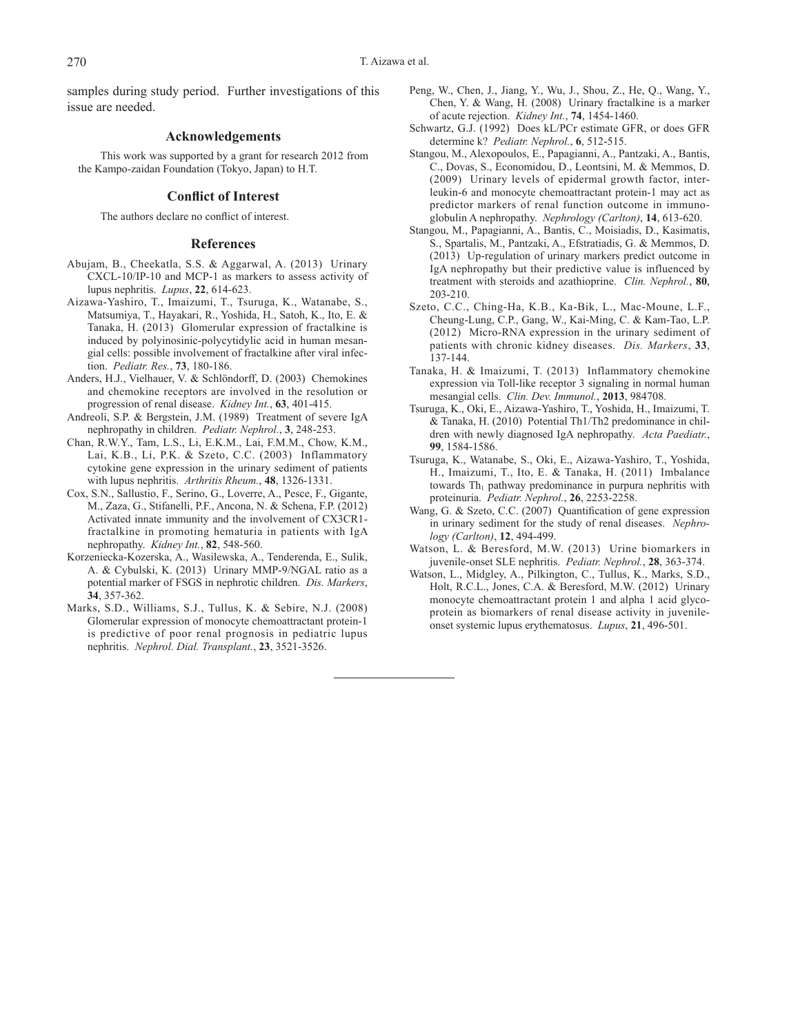samples during study period. Further investigations of this issue are needed.

## Acknowledgements

This work was supported by a grant for research 2012 from the Kampo-zaidan Foundation (Tokyo, Japan) to H.T.

## Conflict of Interest

The authors declare no conflict of interest.

## References

Abujam, B., Cheekatla, S.S. & Aggarwal, A. (2013) Urinary CXCL-10/IP-10 and MCP-1 as markers to assess activity of lupus nephritis. *Lupus*, **22**, 614-623.

Aizawa-Yashiro, T., Imaizumi, T., Tsuruga, K., Watanabe, S., Matsumiya, T., Hayakari, R., Yoshida, H., Satoh, K., Ito, E. & Tanaka, H. (2013) Glomerular expression of fractalkine is induced by polyinosinic-polycytidylic acid in human mesangial cells: possible involvement of fractalkine after viral infection. *Pediatr. Res.*, **73**, 180-186.

Anders, H.J., Vielhauer, V. & Schlöndorff, D. (2003) Chemokines and chemokine receptors are involved in the resolution or progression of renal disease. *Kidney Int.*, **63**, 401-415.

Andreoli, S.P. & Bergstein, J.M. (1989) Treatment of severe IgA nephropathy in children. *Pediatr. Nephrol.*, **3**, 248-253.

Chan, R.W.Y., Tam, L.S., Li, E.K.M., Lai, F.M.M., Chow, K.M., Lai, K.B., Li, P.K. & Szeto, C.C. (2003) Inflammatory cytokine gene expression in the urinary sediment of patients with lupus nephritis. *Arthritis Rheum.*, **48**, 1326-1331.

Cox, S.N., Sallustio, F., Serino, G., Loverre, A., Pesce, F., Gigante, M., Zaza, G., Stifanelli, P.F., Ancona, N. & Schena, F.P. (2012) Activated innate immunity and the involvement of CX3CR1-fractalkine in promoting hematuria in patients with IgA nephropathy. *Kidney Int.*, **82**, 548-560.

Korzeniecka-Kozerska, A., Wasilewska, A., Tenderenda, E., Sulik, A. & Cybulski, K. (2013) Urinary MMP-9/NGAL ratio as a potential marker of FSGS in nephrotic children. *Dis. Markers*, **34**, 357-362.

Marks, S.D., Williams, S.J., Tullus, K. & Sebire, N.J. (2008) Glomerular expression of monocyte chemoattractant protein-1 is predictive of poor renal prognosis in pediatric lupus nephritis. *Nephrol. Dial. Transplant.*, **23**, 3521-3526.

Peng, W., Chen, J., Jiang, Y., Wu, J., Shou, Z., He, Q., Wang, Y., Chen, Y. & Wang, H. (2008) Urinary fractalkine is a marker of acute rejection. *Kidney Int.*, **74**, 1454-1460.

Schwartz, G.J. (1992) Does kL/PCr estimate GFR, or does GFR determine k? *Pediatr. Nephrol.*, **6**, 512-515.

Stangou, M., Alexopoulos, E., Papagianni, A., Pantzaki, A., Bantis, C., Dovas, S., Economidou, D., Leontsini, M. & Memmos, D. (2009) Urinary levels of epidermal growth factor, interleukin-6 and monocyte chemoattractant protein-1 may act as predictor markers of renal function outcome in immunoglobulin A nephropathy. *Nephrology (Carlton)*, **14**, 613-620.

Stangou, M., Papagianni, A., Bantis, C., Moisiadis, D., Kasimatis, S., Spartalis, M., Pantzaki, A., Efstratiadis, G. & Memmos, D. (2013) Up-regulation of urinary markers predict outcome in IgA nephropathy but their predictive value is influenced by treatment with steroids and azathioprine. *Clin. Nephrol.*, **80**, 203-210.

Szeto, C.C., Ching-Ha, K.B., Ka-Bik, L., Mac-Moune, L.F., Cheung-Lung, C.P., Gang, W., Kai-Ming, C. & Kam-Tao, L.P. (2012) Micro-RNA expression in the urinary sediment of patients with chronic kidney diseases. *Dis. Markers*, **33**, 137-144.

Tanaka, H. & Imaizumi, T. (2013) Inflammatory chemokine expression via Toll-like receptor 3 signaling in normal human mesangial cells. *Clin. Dev. Immunol.*, **2013**, 984708.

Tsuruga, K., Oki, E., Aizawa-Yashiro, T., Yoshida, H., Imaizumi, T. & Tanaka, H. (2010) Potential Th1/Th2 predominance in children with newly diagnosed IgA nephropathy. *Acta Paediatr.*, **99**, 1584-1586.

Tsuruga, K., Watanabe, S., Oki, E., Aizawa-Yashiro, T., Yoshida, H., Imaizumi, T., Ito, E. & Tanaka, H. (2011) Imbalance towards $Th_1$ pathway predominance in purpura nephritis with proteinuria. *Pediatr. Nephrol.*, **26**, 2253-2258.

Wang, G. & Szeto, C.C. (2007) Quantification of gene expression in urinary sediment for the study of renal diseases. *Nephrology (Carlton)*, **12**, 494-499.

Watson, L. & Beresford, M.W. (2013) Urine biomarkers in juvenile-onset SLE nephritis. *Pediatr. Nephrol.*, **28**, 363-374.

Watson, L., Midgley, A., Pilkington, C., Tullus, K., Marks, S.D., Holt, R.C.L., Jones, C.A. & Beresford, M.W. (2012) Urinary monocyte chemoattractant protein 1 and alpha 1 acid glycoprotein as biomarkers of renal disease activity in juvenile-onset systemic lupus erythematosus. *Lupus*, **21**, 496-501.